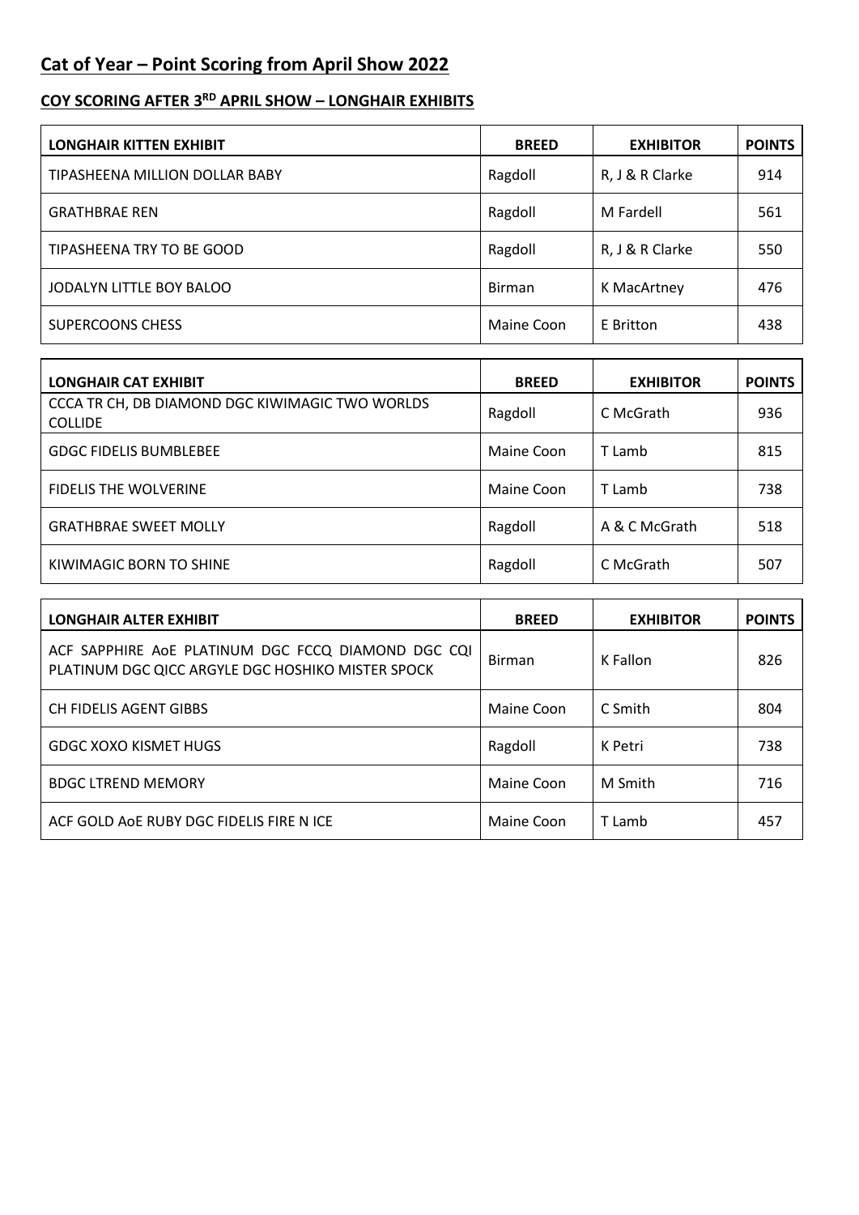# Cat of Year – Point Scoring from April Show 2022

## COY SCORING AFTER 3RD APRIL SHOW – LONGHAIR EXHIBITS

| LONGHAIR KITTEN EXHIBIT | BREED | EXHIBITOR | POINTS |
|---|---|---|---|
| TIPASHEENA MILLION DOLLAR BABY | Ragdoll | R, J & R Clarke | 914 |
| GRATHBRAE REN | Ragdoll | M Fardell | 561 |
| TIPASHEENA TRY TO BE GOOD | Ragdoll | R, J & R Clarke | 550 |
| JODALYN LITTLE BOY BALOO | Birman | K MacArtney | 476 |
| SUPERCOONS CHESS | Maine Coon | E Britton | 438 |

| LONGHAIR CAT EXHIBIT | BREED | EXHIBITOR | POINTS |
|---|---|---|---|
| CCCA TR CH, DB DIAMOND DGC KIWIMAGIC TWO WORLDS COLLIDE | Ragdoll | C McGrath | 936 |
| GDGC FIDELIS BUMBLEBEE | Maine Coon | T Lamb | 815 |
| FIDELIS THE WOLVERINE | Maine Coon | T Lamb | 738 |
| GRATHBRAE SWEET MOLLY | Ragdoll | A & C McGrath | 518 |
| KIWIMAGIC BORN TO SHINE | Ragdoll | C McGrath | 507 |

| LONGHAIR ALTER EXHIBIT | BREED | EXHIBITOR | POINTS |
|---|---|---|---|
| ACF SAPPHIRE AoE PLATINUM DGC FCCQ DIAMOND DGC CQI PLATINUM DGC QICC ARGYLE DGC HOSHIKO MISTER SPOCK | Birman | K Fallon | 826 |
| CH FIDELIS AGENT GIBBS | Maine Coon | C Smith | 804 |
| GDGC XOXO KISMET HUGS | Ragdoll | K Petri | 738 |
| BDGC LTREND MEMORY | Maine Coon | M Smith | 716 |
| ACF GOLD AoE RUBY DGC FIDELIS FIRE N ICE | Maine Coon | T Lamb | 457 |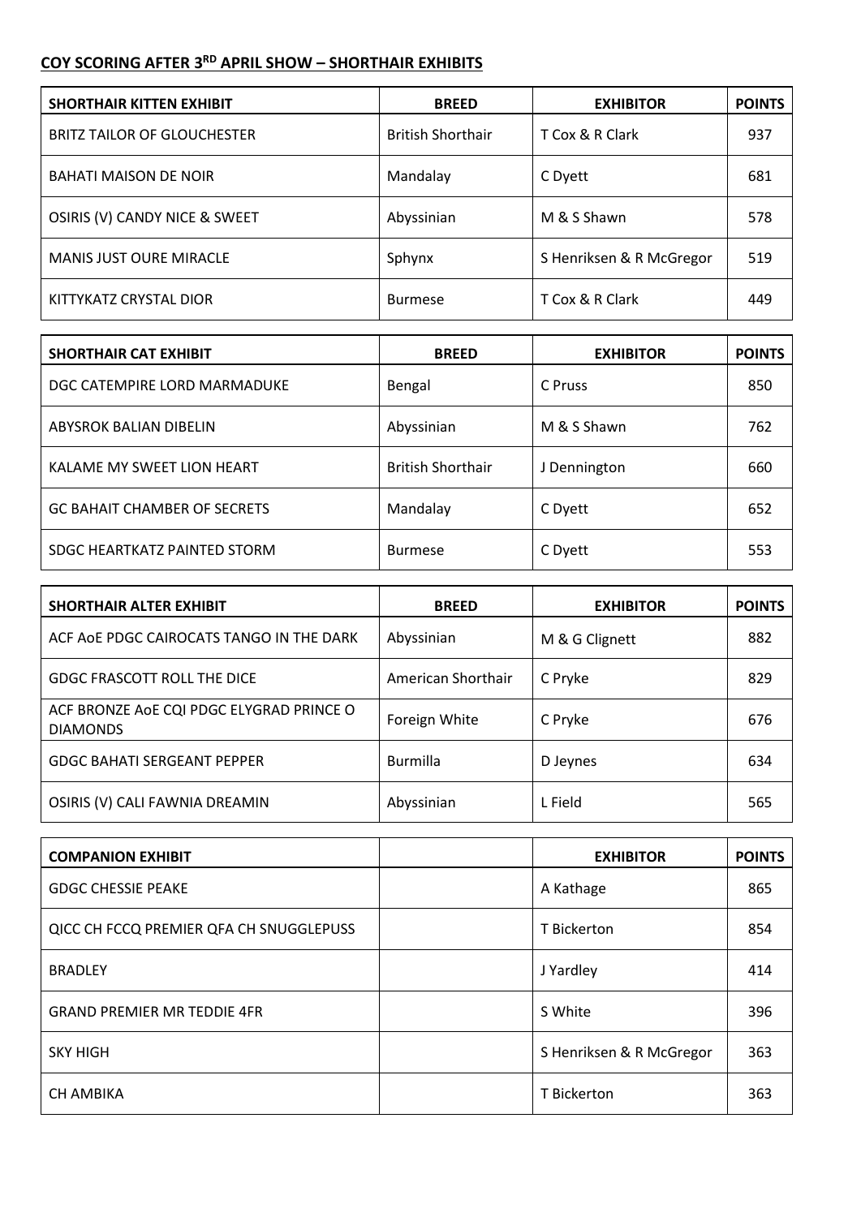## COY SCORING AFTER 3RD APRIL SHOW – SHORTHAIR EXHIBITS

| SHORTHAIR KITTEN EXHIBIT | BREED | EXHIBITOR | POINTS |
|---|---|---|---|
| BRITZ TAILOR OF GLOUCHESTER | British Shorthair | T Cox & R Clark | 937 |
| BAHATI MAISON DE NOIR | Mandalay | C Dyett | 681 |
| OSIRIS (V) CANDY NICE & SWEET | Abyssinian | M & S Shawn | 578 |
| MANIS JUST OURE MIRACLE | Sphynx | S Henriksen & R McGregor | 519 |
| KITTYKATZ CRYSTAL DIOR | Burmese | T Cox & R Clark | 449 |

| SHORTHAIR CAT EXHIBIT | BREED | EXHIBITOR | POINTS |
|---|---|---|---|
| DGC CATEMPIRE LORD MARMADUKE | Bengal | C Pruss | 850 |
| ABYSROK BALIAN DIBELIN | Abyssinian | M & S Shawn | 762 |
| KALAME MY SWEET LION HEART | British Shorthair | J Dennington | 660 |
| GC BAHAIT CHAMBER OF SECRETS | Mandalay | C Dyett | 652 |
| SDGC HEARTKATZ PAINTED STORM | Burmese | C Dyett | 553 |

| SHORTHAIR ALTER EXHIBIT | BREED | EXHIBITOR | POINTS |
|---|---|---|---|
| ACF AoE PDGC CAIROCATS TANGO IN THE DARK | Abyssinian | M & G Clignett | 882 |
| GDGC FRASCOTT ROLL THE DICE | American Shorthair | C Pryke | 829 |
| ACF BRONZE AoE CQI PDGC ELYGRAD PRINCE O DIAMONDS | Foreign White | C Pryke | 676 |
| GDGC BAHATI SERGEANT PEPPER | Burmilla | D Jeynes | 634 |
| OSIRIS (V) CALI FAWNIA DREAMIN | Abyssinian | L Field | 565 |

| COMPANION EXHIBIT | | EXHIBITOR | POINTS |
|---|---|---|---|
| GDGC CHESSIE PEAKE | | A Kathage | 865 |
| QICC CH FCCQ PREMIER QFA CH SNUGGLEPUSS | | T Bickerton | 854 |
| BRADLEY | | J Yardley | 414 |
| GRAND PREMIER MR TEDDIE 4FR | | S White | 396 |
| SKY HIGH | | S Henriksen & R McGregor | 363 |
| CH AMBIKA | | T Bickerton | 363 |